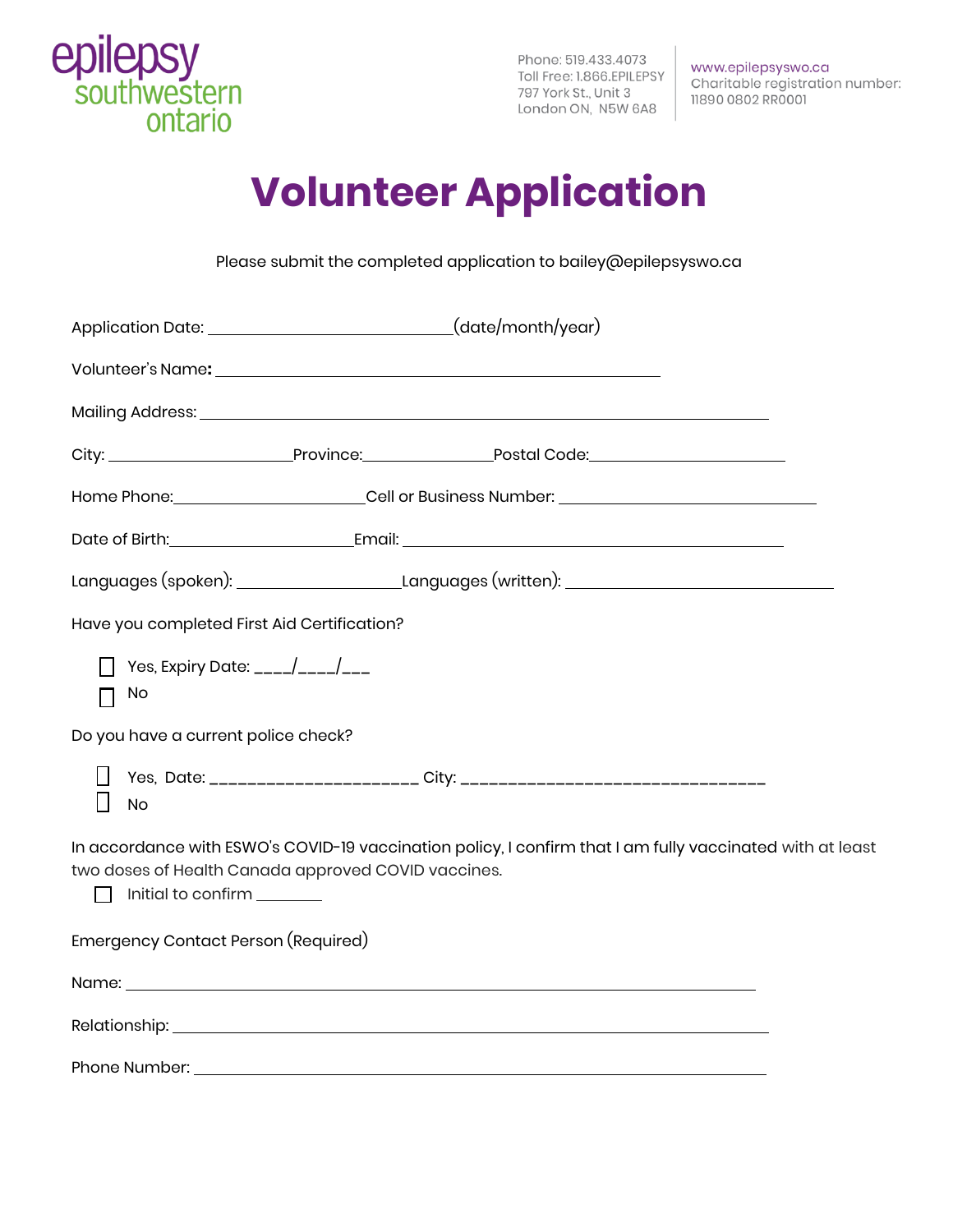epilepsy southwestern ontario

Phone: 519.433.4073
Toll Free: 1.866.EPILEPSY
797 York St., Unit 3
London ON, N5W 6A8

www.epilepsyswo.ca
Charitable registration number:
11890 0802 RR0001

# Volunteer Application

Please submit the completed application to bailey@epilepsyswo.ca

Application Date: ____________________________(date/month/year)

Volunteer's Name**:** ________________________________________________

Mailing Address: ________________________________________________________________

City: ______________________Province:_______________Postal Code:________________________

Home Phone:_______________________Cell or Business Number: ________________________________

Date of Birth:______________________Email: ________________________________________________

Languages (spoken): ___________________Languages (written): _________________________________

Have you completed First Aid Certification?

- ☐ Yes, Expiry Date: ____/____/___
- ☐ No

Do you have a current police check?

- ☐ Yes, Date: _____________________ City: _______________________________
- ☐ No

In accordance with ESWO's COVID-19 vaccination policy, I confirm that I am fully vaccinated with at least two doses of Health Canada approved COVID vaccines.

- ☐ Initial to confirm ________

Emergency Contact Person (Required)

Name: ____________________________________________________________________________

Relationship: ______________________________________________________________________

Phone Number: _____________________________________________________________________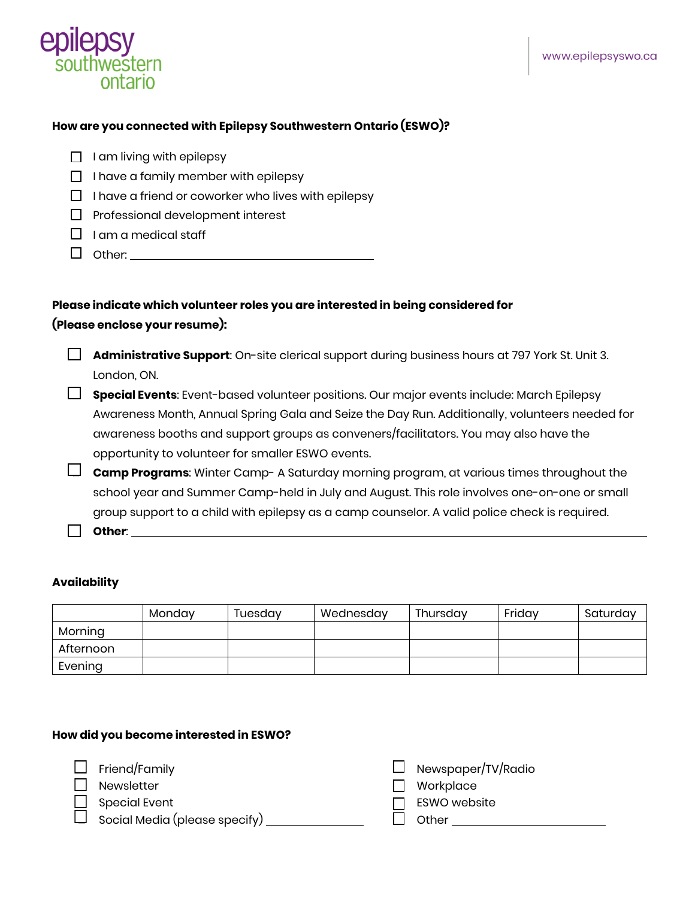**How are you connected with Epilepsy Southwestern Ontario (ESWO)?**

- ☐ I am living with epilepsy
- ☐ I have a family member with epilepsy
- ☐ I have a friend or coworker who lives with epilepsy
- ☐ Professional development interest
- ☐ I am a medical staff
- ☐ Other: ____________________________________

**Please indicate which volunteer roles you are interested in being considered for (Please enclose your resume):**

- ☐ **Administrative Support**: On-site clerical support during business hours at 797 York St. Unit 3. London, ON.
- ☐ **Special Events**: Event-based volunteer positions. Our major events include: March Epilepsy Awareness Month, Annual Spring Gala and Seize the Day Run. Additionally, volunteers needed for awareness booths and support groups as conveners/facilitators. You may also have the opportunity to volunteer for smaller ESWO events.
- ☐ **Camp Programs**: Winter Camp- A Saturday morning program, at various times throughout the school year and Summer Camp-held in July and August. This role involves one-on-one or small group support to a child with epilepsy as a camp counselor. A valid police check is required.
- ☐ **Other**: ____________________________________________________________

**Availability**

| | Monday | Tuesday | Wednesday | Thursday | Friday | Saturday |
|---|---|---|---|---|---|---|
| Morning | | | | | | |
| Afternoon | | | | | | |
| Evening | | | | | | |

**How did you become interested in ESWO?**

- ☐ Friend/Family
- ☐ Newsletter
- ☐ Special Event
- ☐ Social Media (please specify) ______________
- ☐ Newspaper/TV/Radio
- ☐ Workplace
- ☐ ESWO website
- ☐ Other ____________________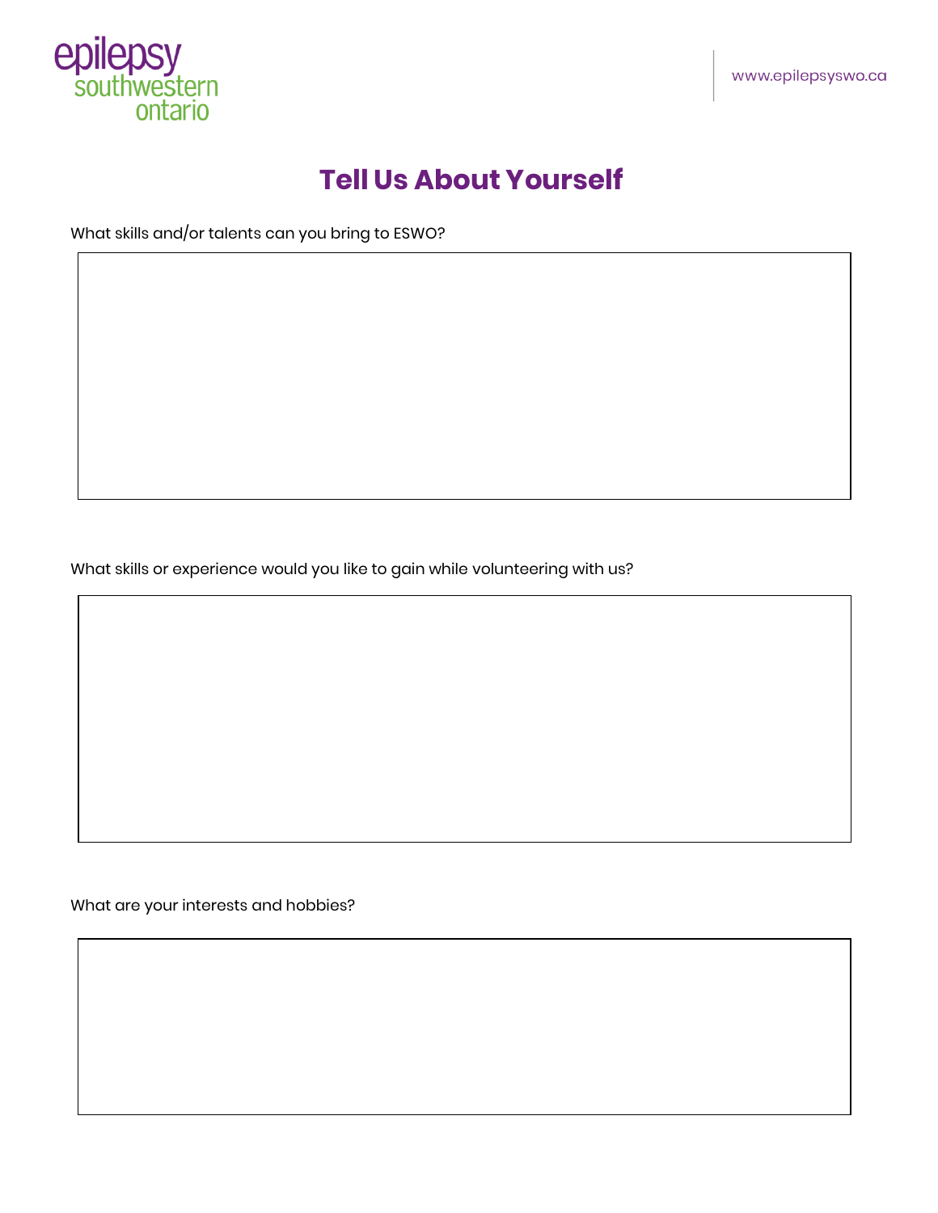# Tell Us About Yourself

What skills and/or talents can you bring to ESWO?

What skills or experience would you like to gain while volunteering with us?

What are your interests and hobbies?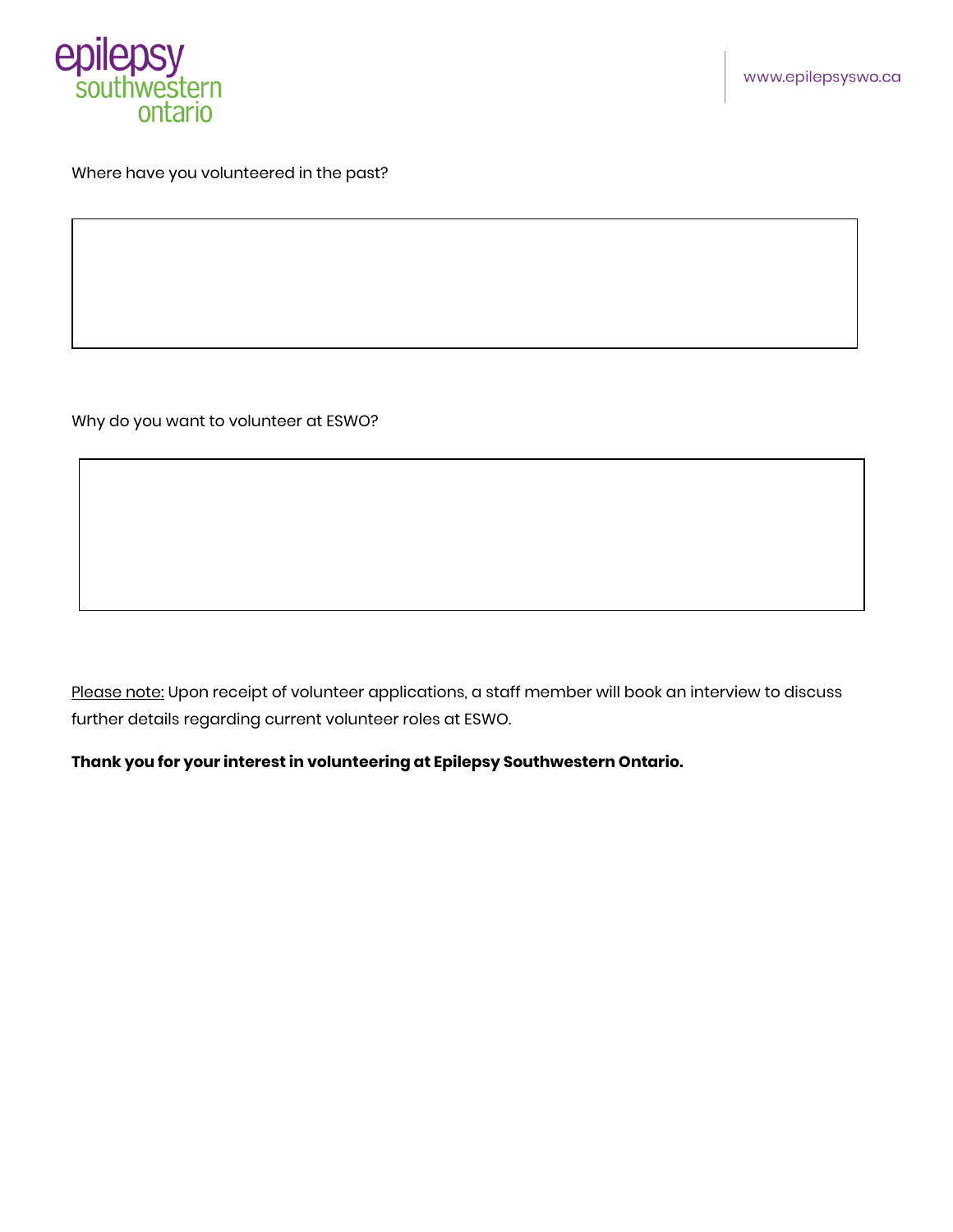Where have you volunteered in the past?

Why do you want to volunteer at ESWO?

Please note: Upon receipt of volunteer applications, a staff member will book an interview to discuss further details regarding current volunteer roles at ESWO.

**Thank you for your interest in volunteering at Epilepsy Southwestern Ontario.**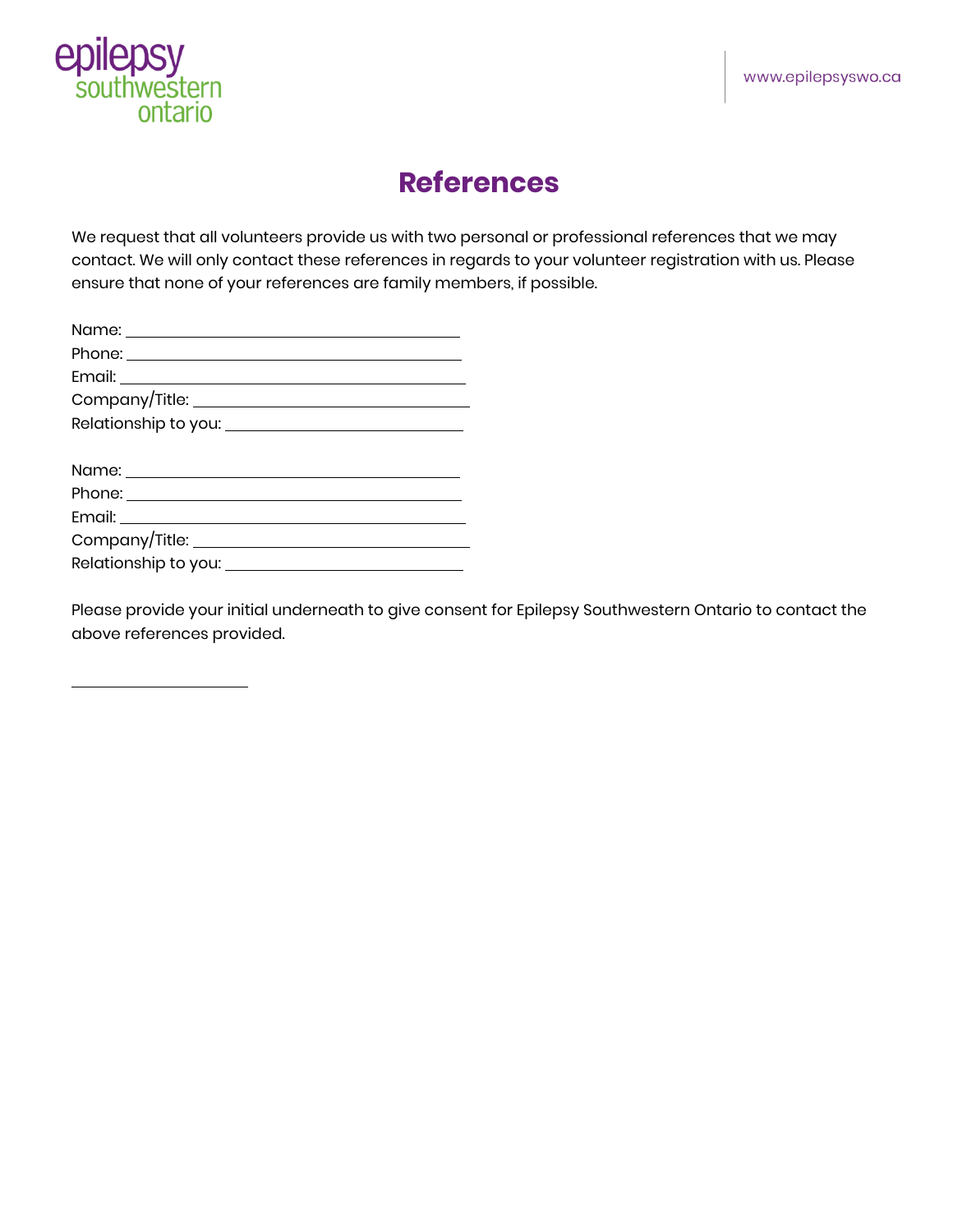# References

We request that all volunteers provide us with two personal or professional references that we may contact. We will only contact these references in regards to your volunteer registration with us. Please ensure that none of your references are family members, if possible.

Name: ______________________________________

Phone: ______________________________________

Email: ______________________________________

Company/Title: ______________________________________

Relationship to you: ______________________________________

Name: ______________________________________

Phone: ______________________________________

Email: ______________________________________

Company/Title: ______________________________________

Relationship to you: ______________________________________

Please provide your initial underneath to give consent for Epilepsy Southwestern Ontario to contact the above references provided.

____________________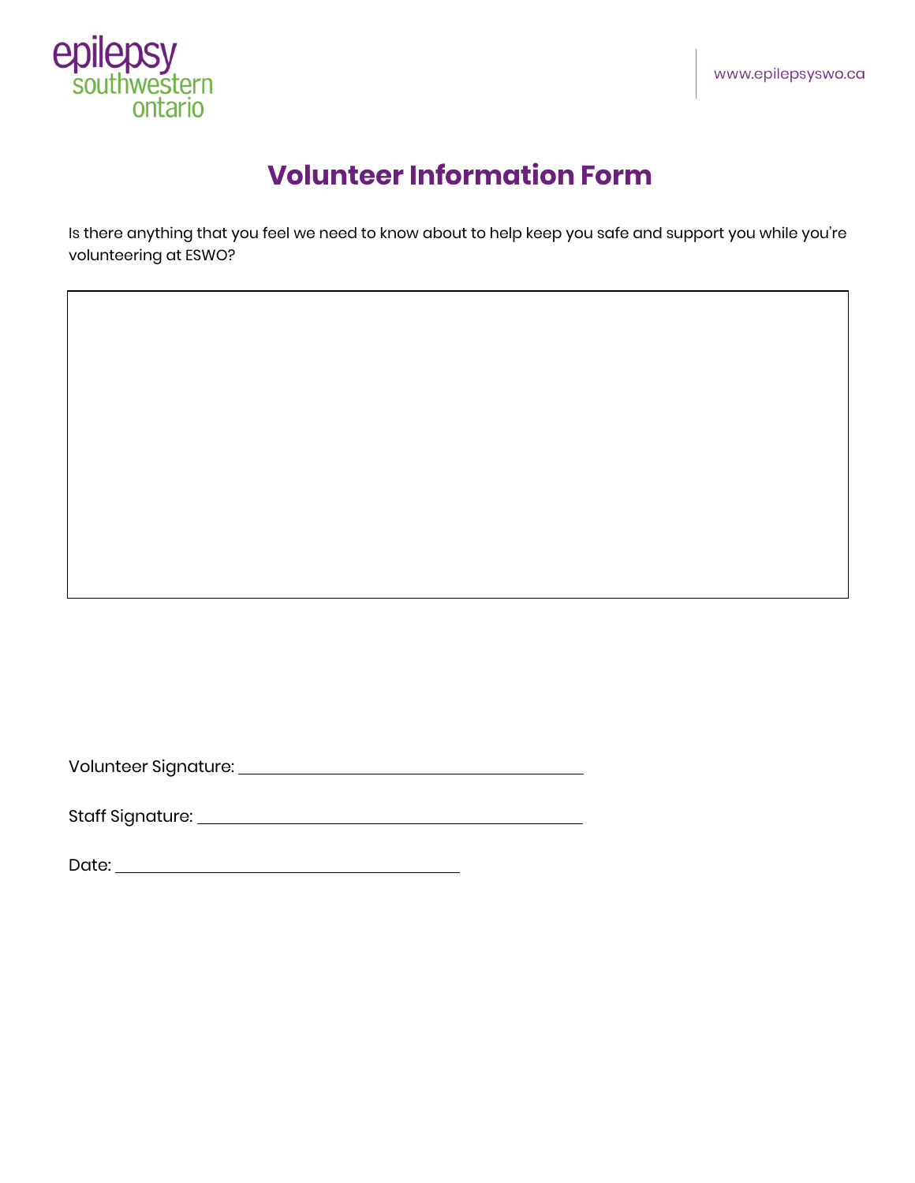# Volunteer Information Form

Is there anything that you feel we need to know about to help keep you safe and support you while you're volunteering at ESWO?

Volunteer Signature: ______________________________

Staff Signature: ______________________________

Date: ______________________________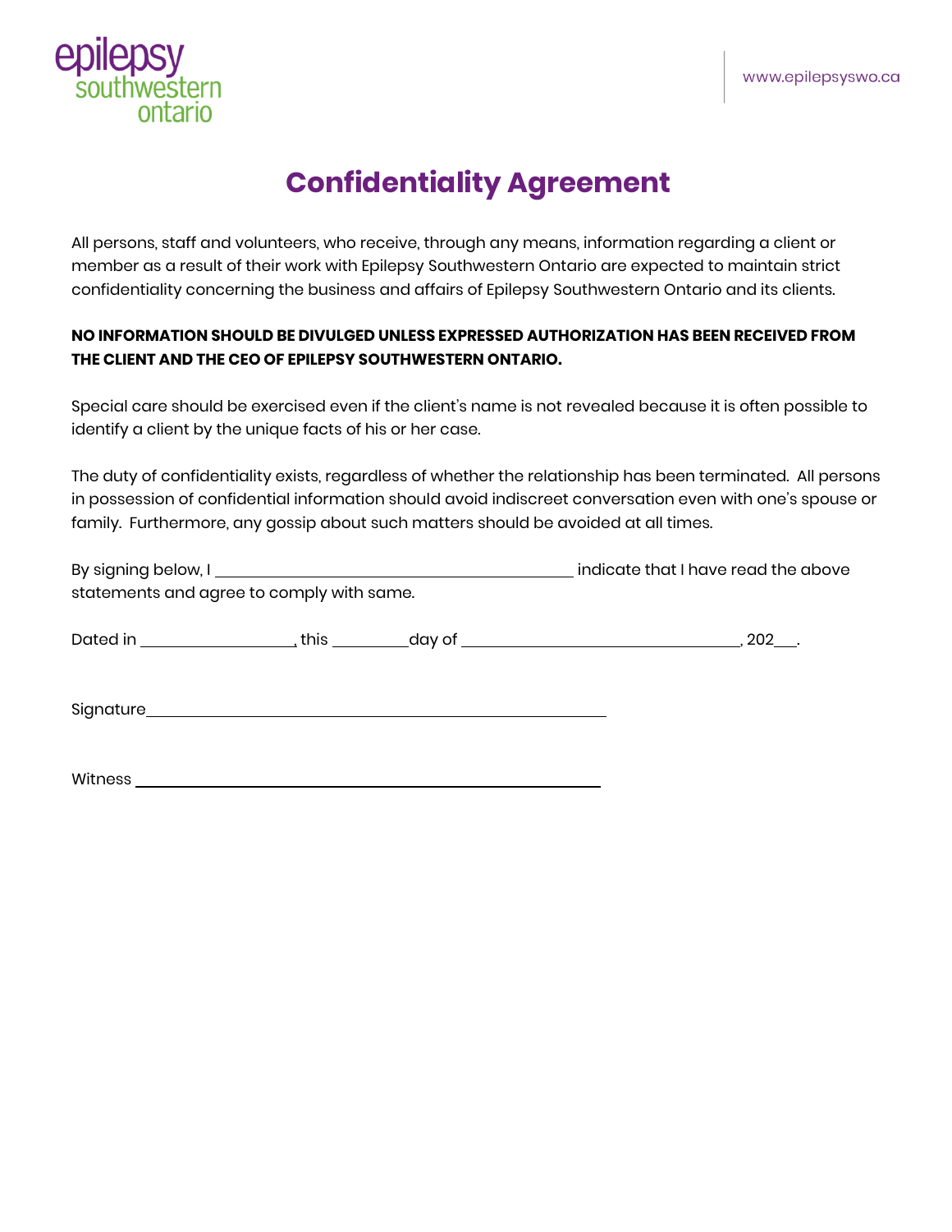epilepsy southwestern ontario

www.epilepsyswo.ca

# Confidentiality Agreement

All persons, staff and volunteers, who receive, through any means, information regarding a client or member as a result of their work with Epilepsy Southwestern Ontario are expected to maintain strict confidentiality concerning the business and affairs of Epilepsy Southwestern Ontario and its clients.

**NO INFORMATION SHOULD BE DIVULGED UNLESS EXPRESSED AUTHORIZATION HAS BEEN RECEIVED FROM THE CLIENT AND THE CEO OF EPILEPSY SOUTHWESTERN ONTARIO.**

Special care should be exercised even if the client's name is not revealed because it is often possible to identify a client by the unique facts of his or her case.

The duty of confidentiality exists, regardless of whether the relationship has been terminated. All persons in possession of confidential information should avoid indiscreet conversation even with one's spouse or family. Furthermore, any gossip about such matters should be avoided at all times.

By signing below, I ______________________________ indicate that I have read the above statements and agree to comply with same.

Dated in ______________, this ________ day of ________________________, 202___.

Signature ________________________________________

Witness ________________________________________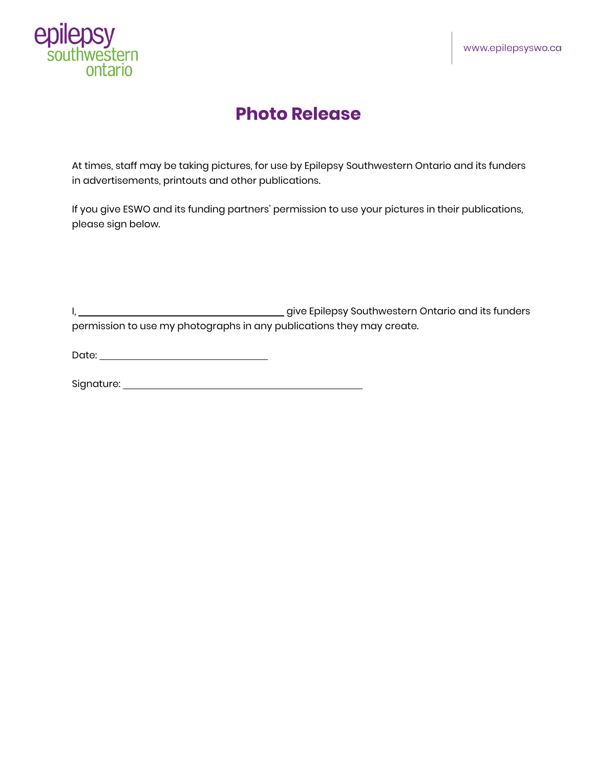# Photo Release

At times, staff may be taking pictures, for use by Epilepsy Southwestern Ontario and its funders in advertisements, printouts and other publications.

If you give ESWO and its funding partners' permission to use your pictures in their publications, please sign below.

I, ________________________________ give Epilepsy Southwestern Ontario and its funders permission to use my photographs in any publications they may create.

Date: __________________________

Signature: ____________________________________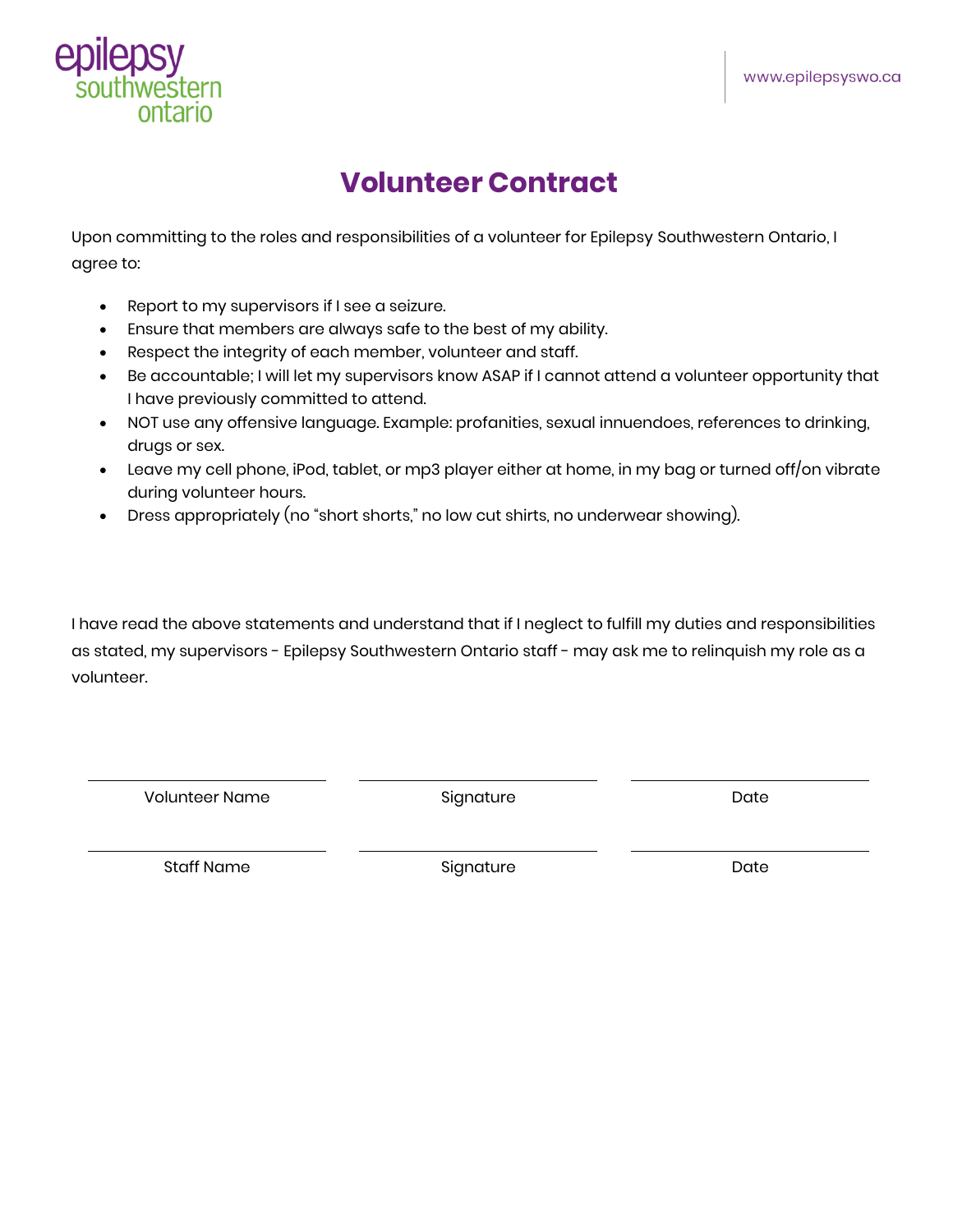epilepsy southwestern ontario

www.epilepsyswo.ca

# Volunteer Contract

Upon committing to the roles and responsibilities of a volunteer for Epilepsy Southwestern Ontario, I agree to:

- Report to my supervisors if I see a seizure.
- Ensure that members are always safe to the best of my ability.
- Respect the integrity of each member, volunteer and staff.
- Be accountable; I will let my supervisors know ASAP if I cannot attend a volunteer opportunity that I have previously committed to attend.
- NOT use any offensive language. Example: profanities, sexual innuendoes, references to drinking, drugs or sex.
- Leave my cell phone, iPod, tablet, or mp3 player either at home, in my bag or turned off/on vibrate during volunteer hours.
- Dress appropriately (no "short shorts," no low cut shirts, no underwear showing).

I have read the above statements and understand that if I neglect to fulfill my duties and responsibilities as stated, my supervisors - Epilepsy Southwestern Ontario staff - may ask me to relinquish my role as a volunteer.

| | | |
|---|---|---|
| Volunteer Name | Signature | Date |
| Staff Name | Signature | Date |